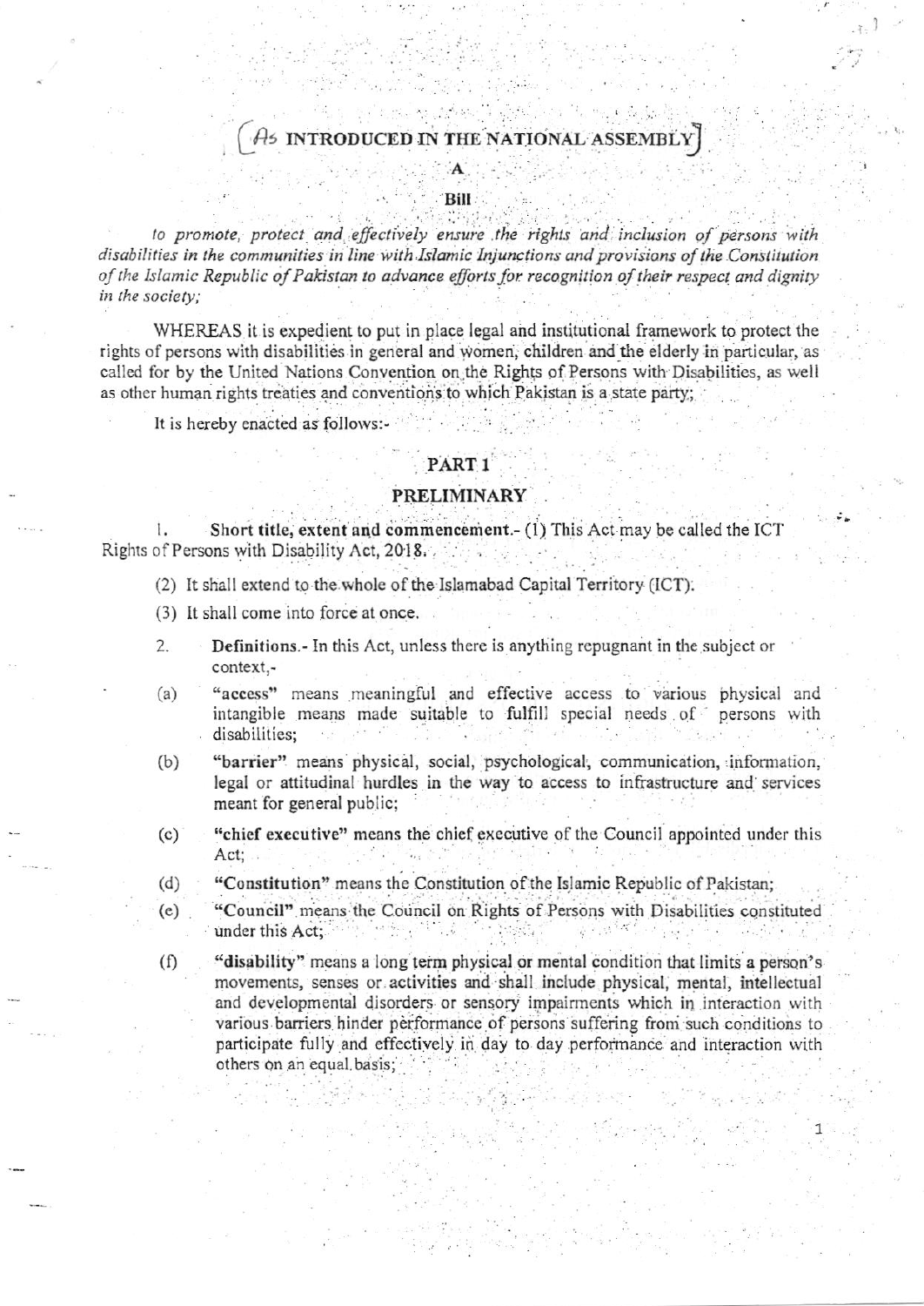[As INTRODUCED IN THE NATIONAL ASSEMBLY]

**A**

**Bill**

*to promote, protect and effectively ensure the rights and inclusion of persons with disabilities in the communities in line with Islamic Injunctions and provisions of the Constitution of the Islamic Republic of Pakistan to advance efforts for recognition of their respect and dignity in the society;*

WHEREAS it is expedient to put in place legal and institutional framework to protect the rights of persons with disabilities in general and women, children and the elderly in particular, as called for by the United Nations Convention on the Rights of Persons with Disabilities, as well as other human rights treaties and conventions to which Pakistan is a state party;

It is hereby enacted as follows:-

## PART 1

## PRELIMINARY

1. **Short title, extent and commencement.-** (1) This Act may be called the ICT Rights of Persons with Disability Act, 2018.

(2) It shall extend to the whole of the Islamabad Capital Territory (ICT).

(3) It shall come into force at once.

2. **Definitions.-** In this Act, unless there is anything repugnant in the subject or context,-

(a) **"access"** means meaningful and effective access to various physical and intangible means made suitable to fulfill special needs of persons with disabilities;

(b) **"barrier"** means physical, social, psychological, communication, information, legal or attitudinal hurdles in the way to access to infrastructure and services meant for general public;

(c) **"chief executive"** means the chief executive of the Council appointed under this Act;

(d) **"Constitution"** means the Constitution of the Islamic Republic of Pakistan;

(e) **"Council"** means the Council on Rights of Persons with Disabilities constituted under this Act;

(f) **"disability"** means a long term physical or mental condition that limits a person's movements, senses or activities and shall include physical, mental, intellectual and developmental disorders or sensory impairments which in interaction with various barriers hinder performance of persons suffering from such conditions to participate fully and effectively in day to day performance and interaction with others on an equal basis;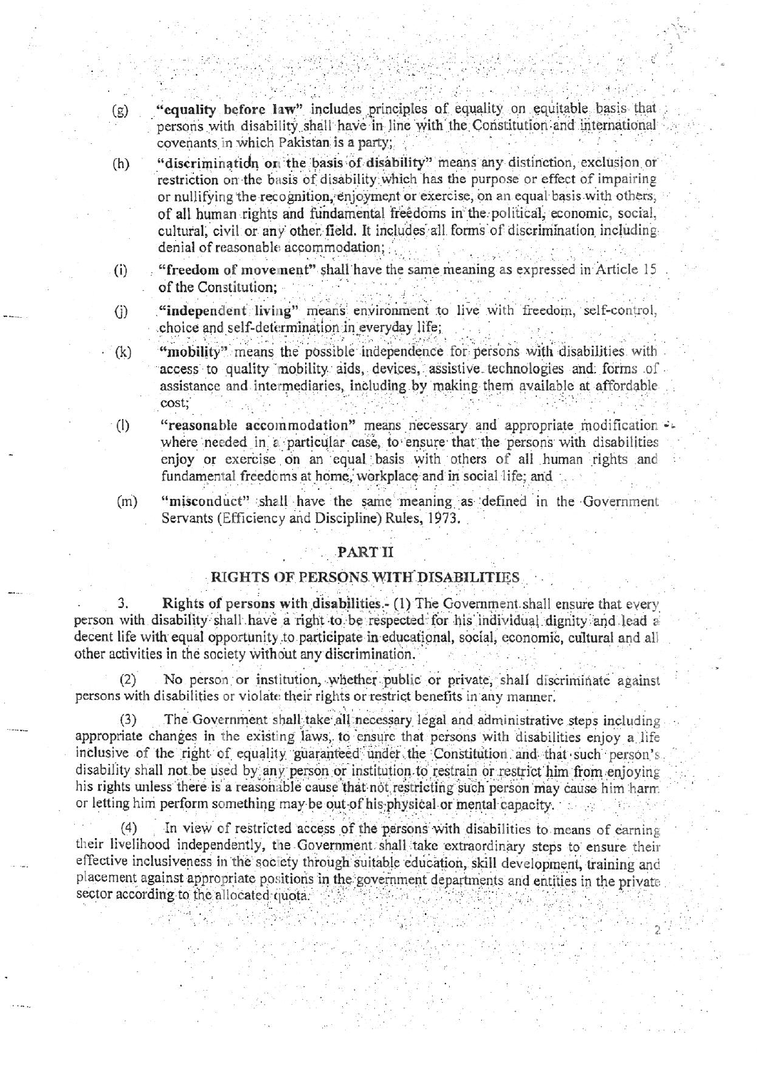(g) **"equality before law"** includes principles of equality on equitable basis that persons with disability shall have in line with the Constitution and international covenants in which Pakistan is a party;

(h) **"discrimination on the basis of disability"** means any distinction, exclusion or restriction on the basis of disability which has the purpose or effect of impairing or nullifying the recognition, enjoyment or exercise, on an equal basis with others, of all human rights and fundamental freedoms in the political, economic, social, cultural, civil or any other field. It includes all forms of discrimination including denial of reasonable accommodation;

(i) **"freedom of movement"** shall have the same meaning as expressed in Article 15 of the Constitution;

(j) **"independent living"** means environment to live with freedom, self-control, choice and self-determination in everyday life;

(k) **"mobility"** means the possible independence for persons with disabilities with access to quality mobility aids, devices, assistive technologies and forms of assistance and intermediaries, including by making them available at affordable cost;

(l) **"reasonable accommodation"** means necessary and appropriate modification where needed in a particular case, to ensure that the persons with disabilities enjoy or exercise on an equal basis with others of all human rights and fundamental freedoms at home, workplace and in social life; and

(m) **"misconduct"** shall have the same meaning as defined in the Government Servants (Efficiency and Discipline) Rules, 1973.

## PART II

## RIGHTS OF PERSONS WITH DISABILITIES

3. **Rights of persons with disabilities.-** (1) The Government shall ensure that every person with disability shall have a right to be respected for his individual dignity and lead a decent life with equal opportunity to participate in educational, social, economic, cultural and all other activities in the society without any discrimination.

(2) No person or institution, whether public or private, shall discriminate against persons with disabilities or violate their rights or restrict benefits in any manner.

(3) The Government shall take all necessary legal and administrative steps including appropriate changes in the existing laws, to ensure that persons with disabilities enjoy a life inclusive of the right of equality guaranteed under the Constitution and that such person's disability shall not be used by any person or institution to restrain or restrict him from enjoying his rights unless there is a reasonable cause that not restricting such person may cause him harm or letting him perform something may be out of his physical or mental capacity.

(4) In view of restricted access of the persons with disabilities to means of earning their livelihood independently, the Government shall take extraordinary steps to ensure their effective inclusiveness in the society through suitable education, skill development, training and placement against appropriate positions in the government departments and entities in the private sector according to the allocated quota.